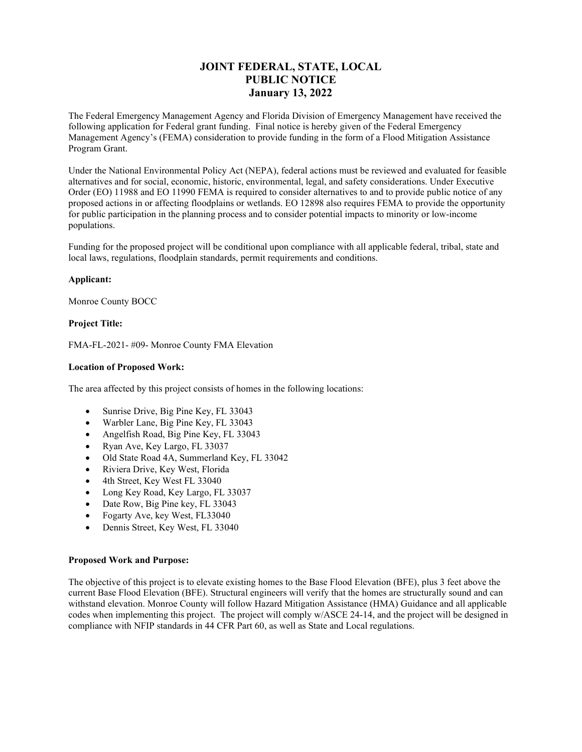# JOINT FEDERAL, STATE, LOCAL PUBLIC NOTICE
# January 13, 2022

The Federal Emergency Management Agency and Florida Division of Emergency Management have received the following application for Federal grant funding. Final notice is hereby given of the Federal Emergency Management Agency's (FEMA) consideration to provide funding in the form of a Flood Mitigation Assistance Program Grant.

Under the National Environmental Policy Act (NEPA), federal actions must be reviewed and evaluated for feasible alternatives and for social, economic, historic, environmental, legal, and safety considerations. Under Executive Order (EO) 11988 and EO 11990 FEMA is required to consider alternatives to and to provide public notice of any proposed actions in or affecting floodplains or wetlands. EO 12898 also requires FEMA to provide the opportunity for public participation in the planning process and to consider potential impacts to minority or low-income populations.

Funding for the proposed project will be conditional upon compliance with all applicable federal, tribal, state and local laws, regulations, floodplain standards, permit requirements and conditions.

**Applicant:**

Monroe County BOCC

**Project Title:**

FMA-FL-2021- #09- Monroe County FMA Elevation

**Location of Proposed Work:**

The area affected by this project consists of homes in the following locations:

- Sunrise Drive, Big Pine Key, FL 33043
- Warbler Lane, Big Pine Key, FL 33043
- Angelfish Road, Big Pine Key, FL 33043
- Ryan Ave, Key Largo, FL 33037
- Old State Road 4A, Summerland Key, FL 33042
- Riviera Drive, Key West, Florida
- 4th Street, Key West FL 33040
- Long Key Road, Key Largo, FL 33037
- Date Row, Big Pine key, FL 33043
- Fogarty Ave, key West, FL33040
- Dennis Street, Key West, FL 33040

**Proposed Work and Purpose:**

The objective of this project is to elevate existing homes to the Base Flood Elevation (BFE), plus 3 feet above the current Base Flood Elevation (BFE). Structural engineers will verify that the homes are structurally sound and can withstand elevation. Monroe County will follow Hazard Mitigation Assistance (HMA) Guidance and all applicable codes when implementing this project. The project will comply w/ASCE 24-14, and the project will be designed in compliance with NFIP standards in 44 CFR Part 60, as well as State and Local regulations.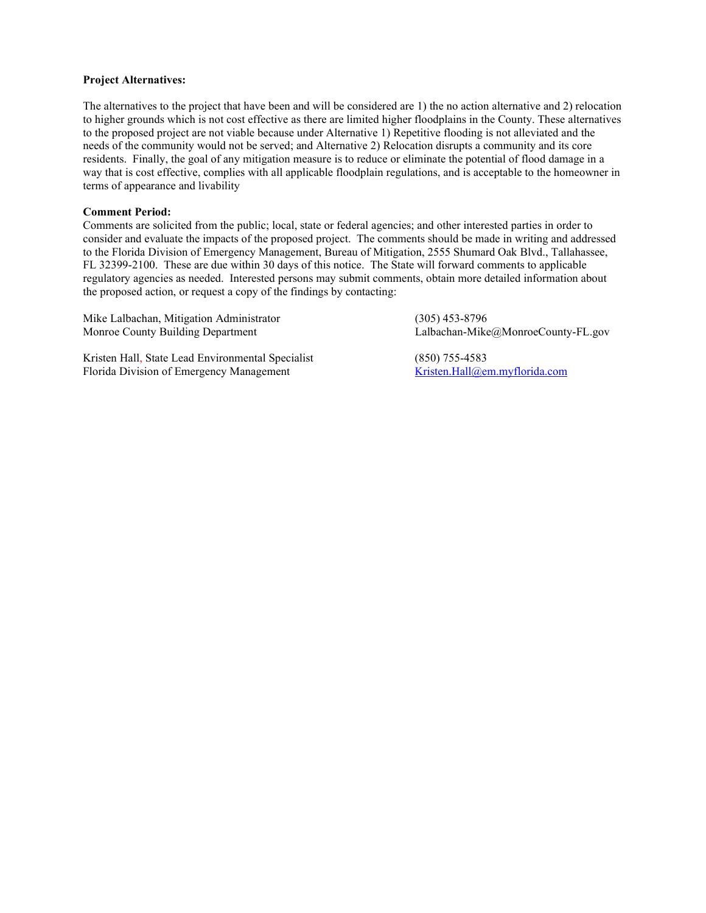**Project Alternatives:**

The alternatives to the project that have been and will be considered are 1) the no action alternative and 2) relocation to higher grounds which is not cost effective as there are limited higher floodplains in the County. These alternatives to the proposed project are not viable because under Alternative 1) Repetitive flooding is not alleviated and the needs of the community would not be served; and Alternative 2) Relocation disrupts a community and its core residents. Finally, the goal of any mitigation measure is to reduce or eliminate the potential of flood damage in a way that is cost effective, complies with all applicable floodplain regulations, and is acceptable to the homeowner in terms of appearance and livability

**Comment Period:**

Comments are solicited from the public; local, state or federal agencies; and other interested parties in order to consider and evaluate the impacts of the proposed project. The comments should be made in writing and addressed to the Florida Division of Emergency Management, Bureau of Mitigation, 2555 Shumard Oak Blvd., Tallahassee, FL 32399-2100. These are due within 30 days of this notice. The State will forward comments to applicable regulatory agencies as needed. Interested persons may submit comments, obtain more detailed information about the proposed action, or request a copy of the findings by contacting:

Mike Lalbachan, Mitigation Administrator
Monroe County Building Department
(305) 453-8796
Lalbachan-Mike@MonroeCounty-FL.gov

Kristen Hall, State Lead Environmental Specialist
Florida Division of Emergency Management
(850) 755-4583
Kristen.Hall@em.myflorida.com